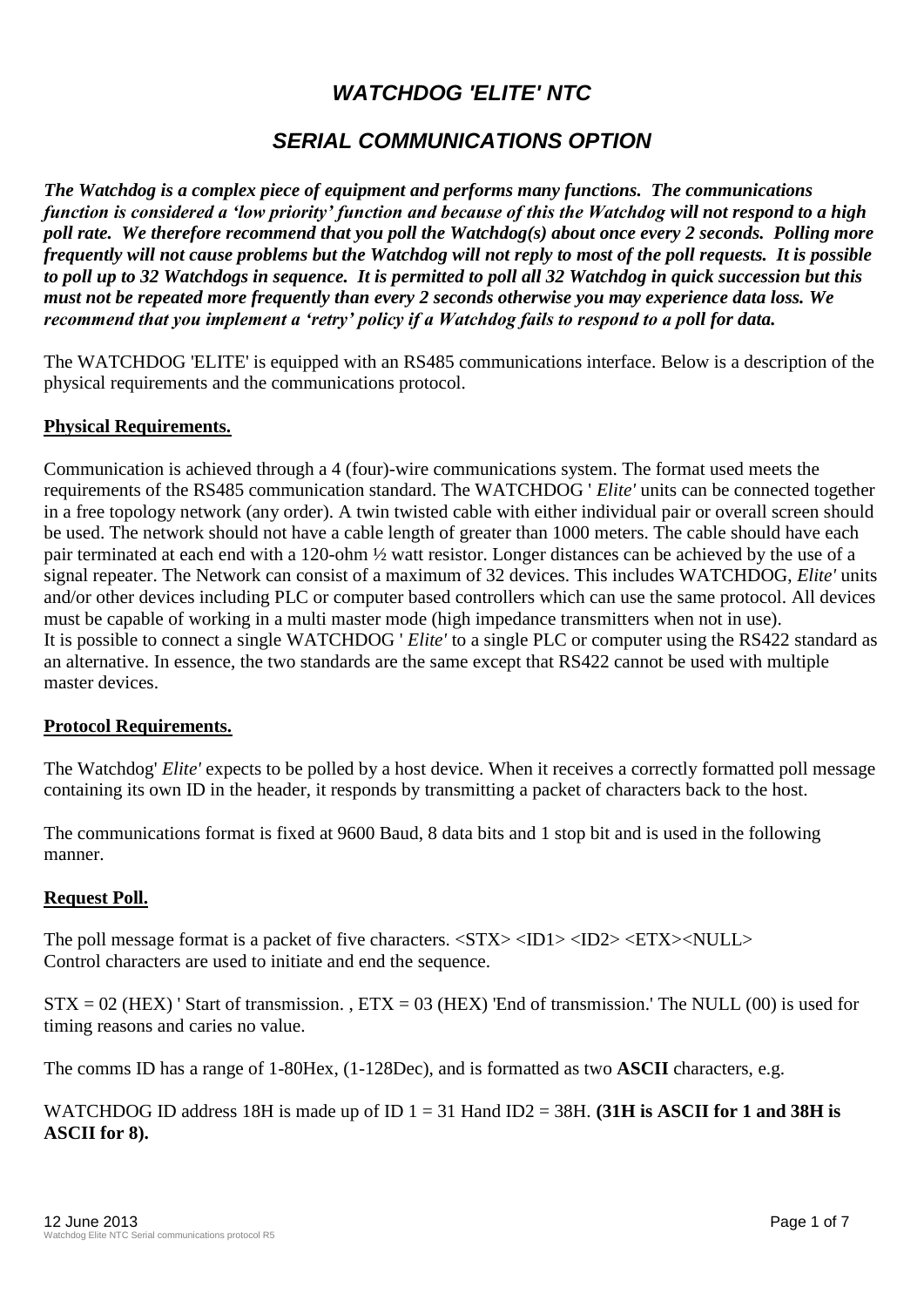# *WATCHDOG 'ELITE' NTC*

## *SERIAL COMMUNICATIONS OPTION*

***The Watchdog is a complex piece of equipment and performs many functions. The communications function is considered a 'low priority' function and because of this the Watchdog will not respond to a high poll rate. We therefore recommend that you poll the Watchdog(s) about once every 2 seconds. Polling more frequently will not cause problems but the Watchdog will not reply to most of the poll requests. It is possible to poll up to 32 Watchdogs in sequence. It is permitted to poll all 32 Watchdog in quick succession but this must not be repeated more frequently than every 2 seconds otherwise you may experience data loss. We recommend that you implement a 'retry' policy if a Watchdog fails to respond to a poll for data.***

The WATCHDOG 'ELITE' is equipped with an RS485 communications interface. Below is a description of the physical requirements and the communications protocol.

**Physical Requirements.**

Communication is achieved through a 4 (four)-wire communications system. The format used meets the requirements of the RS485 communication standard. The WATCHDOG ' *Elite'* units can be connected together in a free topology network (any order). A twin twisted cable with either individual pair or overall screen should be used. The network should not have a cable length of greater than 1000 meters. The cable should have each pair terminated at each end with a 120-ohm ½ watt resistor. Longer distances can be achieved by the use of a signal repeater. The Network can consist of a maximum of 32 devices. This includes WATCHDOG, *Elite'* units and/or other devices including PLC or computer based controllers which can use the same protocol. All devices must be capable of working in a multi master mode (high impedance transmitters when not in use).
It is possible to connect a single WATCHDOG ' *Elite'* to a single PLC or computer using the RS422 standard as an alternative. In essence, the two standards are the same except that RS422 cannot be used with multiple master devices.

**Protocol Requirements.**

The Watchdog' *Elite'* expects to be polled by a host device. When it receives a correctly formatted poll message containing its own ID in the header, it responds by transmitting a packet of characters back to the host.

The communications format is fixed at 9600 Baud, 8 data bits and 1 stop bit and is used in the following manner.

**Request Poll.**

The poll message format is a packet of five characters. <STX> <ID1> <ID2> <ETX><NULL>
Control characters are used to initiate and end the sequence.

STX = 02 (HEX) ' Start of transmission. , ETX = 03 (HEX) 'End of transmission.' The NULL (00) is used for timing reasons and caries no value.

The comms ID has a range of 1-80Hex, (1-128Dec), and is formatted as two **ASCII** characters, e.g.

WATCHDOG ID address 18H is made up of ID 1 = 31 Hand ID2 = 38H. **(31H is ASCII for 1 and 38H is ASCII for 8).**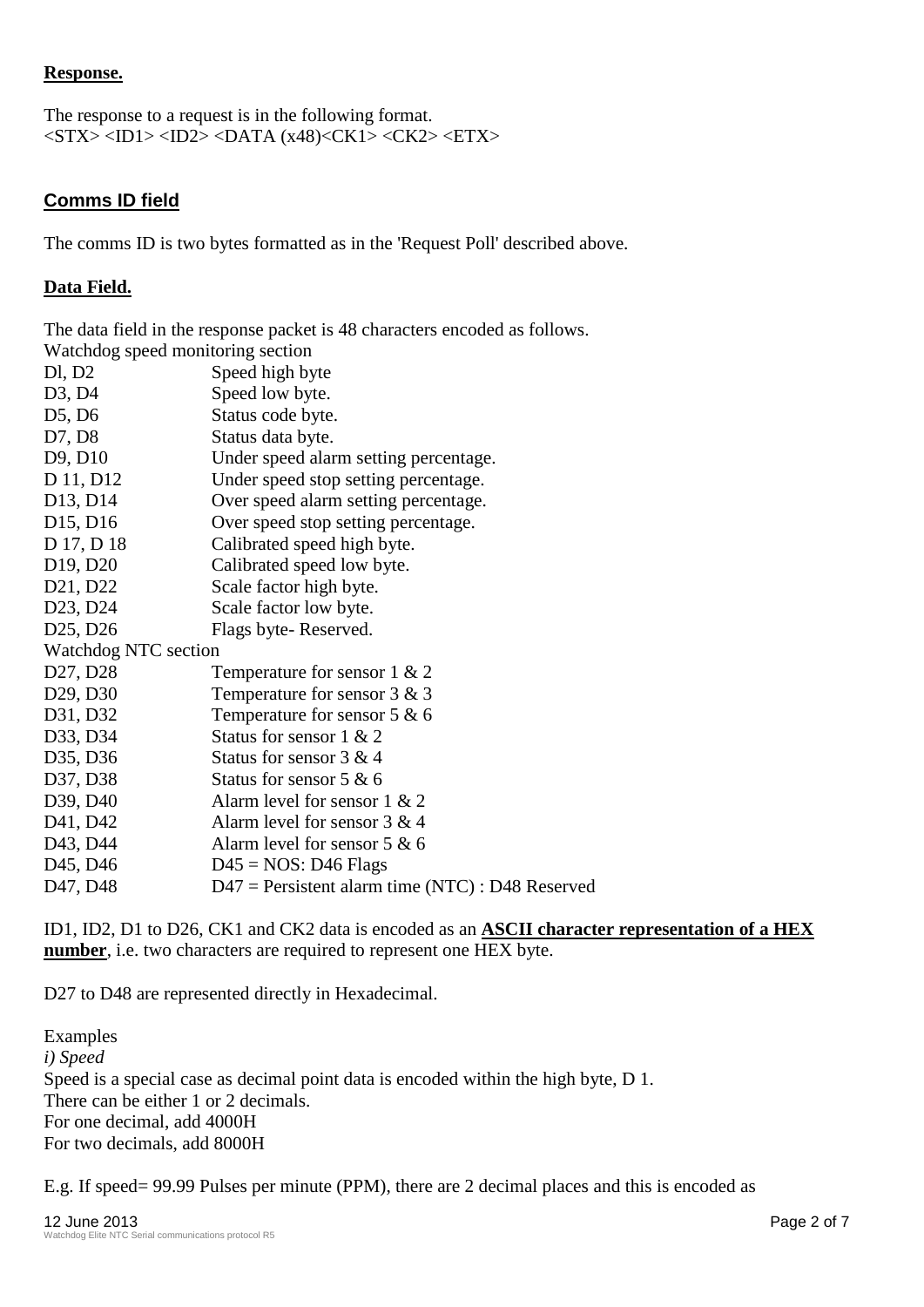**Response.**

The response to a request is in the following format.
<STX> <ID1> <ID2> <DATA (x48)<CK1> <CK2> <ETX>

## **Comms ID field**

The comms ID is two bytes formatted as in the 'Request Poll' described above.

**Data Field.**

The data field in the response packet is 48 characters encoded as follows.
Watchdog speed monitoring section

| | |
|---|---|
| Dl, D2 | Speed high byte |
| D3, D4 | Speed low byte. |
| D5, D6 | Status code byte. |
| D7, D8 | Status data byte. |
| D9, D10 | Under speed alarm setting percentage. |
| D 11, D12 | Under speed stop setting percentage. |
| D13, D14 | Over speed alarm setting percentage. |
| D15, D16 | Over speed stop setting percentage. |
| D 17, D 18 | Calibrated speed high byte. |
| D19, D20 | Calibrated speed low byte. |
| D21, D22 | Scale factor high byte. |
| D23, D24 | Scale factor low byte. |
| D25, D26 | Flags byte- Reserved. |

Watchdog NTC section

| | |
|---|---|
| D27, D28 | Temperature for sensor 1 & 2 |
| D29, D30 | Temperature for sensor 3 & 3 |
| D31, D32 | Temperature for sensor 5 & 6 |
| D33, D34 | Status for sensor 1 & 2 |
| D35, D36 | Status for sensor 3 & 4 |
| D37, D38 | Status for sensor 5 & 6 |
| D39, D40 | Alarm level for sensor 1 & 2 |
| D41, D42 | Alarm level for sensor 3 & 4 |
| D43, D44 | Alarm level for sensor 5 & 6 |
| D45, D46 | D45 = NOS: D46 Flags |
| D47, D48 | D47 = Persistent alarm time (NTC) : D48 Reserved |

ID1, ID2, D1 to D26, CK1 and CK2 data is encoded as an **ASCII character representation of a HEX number**, i.e. two characters are required to represent one HEX byte.

D27 to D48 are represented directly in Hexadecimal.

Examples

*i) Speed*

Speed is a special case as decimal point data is encoded within the high byte, D 1.
There can be either 1 or 2 decimals.
For one decimal, add 4000H
For two decimals, add 8000H

E.g. If speed= 99.99 Pulses per minute (PPM), there are 2 decimal places and this is encoded as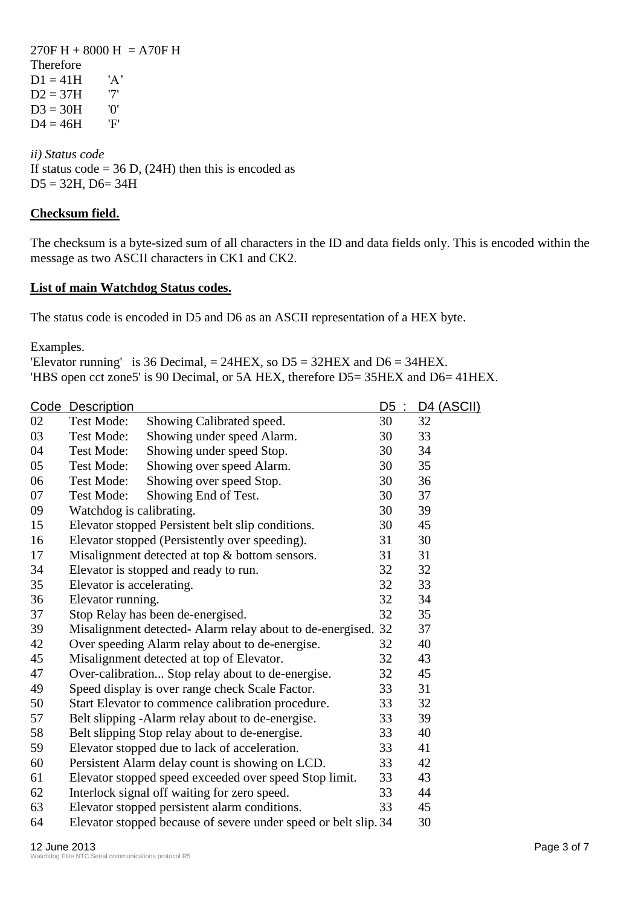270F H + 8000 H = A70F H
Therefore
D1 = 41H 'A'
D2 = 37H '7'
D3 = 30H '0'
D4 = 46H 'F'

*ii) Status code*
If status code = 36 D, (24H) then this is encoded as
D5 = 32H, D6= 34H

**Checksum field.**

The checksum is a byte-sized sum of all characters in the ID and data fields only. This is encoded within the message as two ASCII characters in CK1 and CK2.

**List of main Watchdog Status codes.**

The status code is encoded in D5 and D6 as an ASCII representation of a HEX byte.

Examples.
'Elevator running' is 36 Decimal, = 24HEX, so D5 = 32HEX and D6 = 34HEX.
'HBS open cct zone5' is 90 Decimal, or 5A HEX, therefore D5= 35HEX and D6= 41HEX.

| Code | Description | D5 : | D4 (ASCII) |
|---|---|---|---|
| 02 | Test Mode: Showing Calibrated speed. | 30 | 32 |
| 03 | Test Mode: Showing under speed Alarm. | 30 | 33 |
| 04 | Test Mode: Showing under speed Stop. | 30 | 34 |
| 05 | Test Mode: Showing over speed Alarm. | 30 | 35 |
| 06 | Test Mode: Showing over speed Stop. | 30 | 36 |
| 07 | Test Mode: Showing End of Test. | 30 | 37 |
| 09 | Watchdog is calibrating. | 30 | 39 |
| 15 | Elevator stopped Persistent belt slip conditions. | 30 | 45 |
| 16 | Elevator stopped (Persistently over speeding). | 31 | 30 |
| 17 | Misalignment detected at top & bottom sensors. | 31 | 31 |
| 34 | Elevator is stopped and ready to run. | 32 | 32 |
| 35 | Elevator is accelerating. | 32 | 33 |
| 36 | Elevator running. | 32 | 34 |
| 37 | Stop Relay has been de-energised. | 32 | 35 |
| 39 | Misalignment detected- Alarm relay about to de-energised. | 32 | 37 |
| 42 | Over speeding Alarm relay about to de-energise. | 32 | 40 |
| 45 | Misalignment detected at top of Elevator. | 32 | 43 |
| 47 | Over-calibration... Stop relay about to de-energise. | 32 | 45 |
| 49 | Speed display is over range check Scale Factor. | 33 | 31 |
| 50 | Start Elevator to commence calibration procedure. | 33 | 32 |
| 57 | Belt slipping -Alarm relay about to de-energise. | 33 | 39 |
| 58 | Belt slipping Stop relay about to de-energise. | 33 | 40 |
| 59 | Elevator stopped due to lack of acceleration. | 33 | 41 |
| 60 | Persistent Alarm delay count is showing on LCD. | 33 | 42 |
| 61 | Elevator stopped speed exceeded over speed Stop limit. | 33 | 43 |
| 62 | Interlock signal off waiting for zero speed. | 33 | 44 |
| 63 | Elevator stopped persistent alarm conditions. | 33 | 45 |
| 64 | Elevator stopped because of severe under speed or belt slip. | 34 | 30 |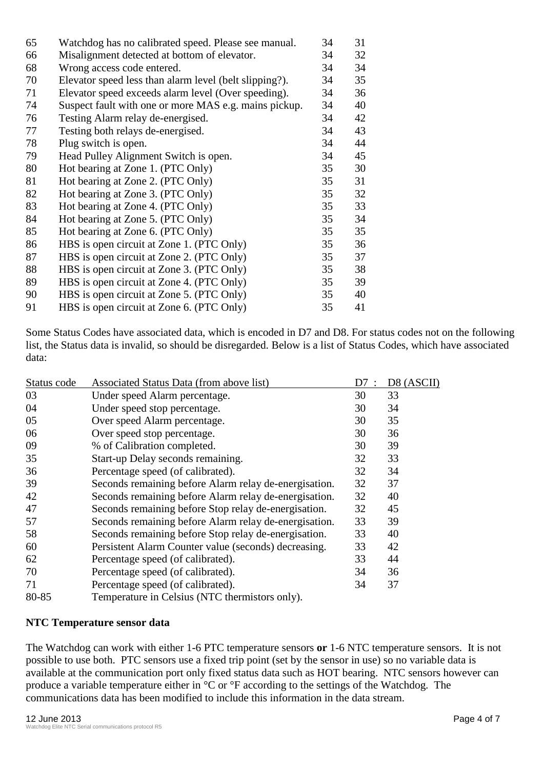| | | | |
|---|---|---|---|
| 65 | Watchdog has no calibrated speed. Please see manual. | 34 | 31 |
| 66 | Misalignment detected at bottom of elevator. | 34 | 32 |
| 68 | Wrong access code entered. | 34 | 34 |
| 70 | Elevator speed less than alarm level (belt slipping?). | 34 | 35 |
| 71 | Elevator speed exceeds alarm level (Over speeding). | 34 | 36 |
| 74 | Suspect fault with one or more MAS e.g. mains pickup. | 34 | 40 |
| 76 | Testing Alarm relay de-energised. | 34 | 42 |
| 77 | Testing both relays de-energised. | 34 | 43 |
| 78 | Plug switch is open. | 34 | 44 |
| 79 | Head Pulley Alignment Switch is open. | 34 | 45 |
| 80 | Hot bearing at Zone 1. (PTC Only) | 35 | 30 |
| 81 | Hot bearing at Zone 2. (PTC Only) | 35 | 31 |
| 82 | Hot bearing at Zone 3. (PTC Only) | 35 | 32 |
| 83 | Hot bearing at Zone 4. (PTC Only) | 35 | 33 |
| 84 | Hot bearing at Zone 5. (PTC Only) | 35 | 34 |
| 85 | Hot bearing at Zone 6. (PTC Only) | 35 | 35 |
| 86 | HBS is open circuit at Zone 1. (PTC Only) | 35 | 36 |
| 87 | HBS is open circuit at Zone 2. (PTC Only) | 35 | 37 |
| 88 | HBS is open circuit at Zone 3. (PTC Only) | 35 | 38 |
| 89 | HBS is open circuit at Zone 4. (PTC Only) | 35 | 39 |
| 90 | HBS is open circuit at Zone 5. (PTC Only) | 35 | 40 |
| 91 | HBS is open circuit at Zone 6. (PTC Only) | 35 | 41 |

Some Status Codes have associated data, which is encoded in D7 and D8. For status codes not on the following list, the Status data is invalid, so should be disregarded. Below is a list of Status Codes, which have associated data:

| Status code | Associated Status Data (from above list) | D7 : | D8 (ASCII) |
|---|---|---|---|
| 03 | Under speed Alarm percentage. | 30 | 33 |
| 04 | Under speed stop percentage. | 30 | 34 |
| 05 | Over speed Alarm percentage. | 30 | 35 |
| 06 | Over speed stop percentage. | 30 | 36 |
| 09 | % of Calibration completed. | 30 | 39 |
| 35 | Start-up Delay seconds remaining. | 32 | 33 |
| 36 | Percentage speed (of calibrated). | 32 | 34 |
| 39 | Seconds remaining before Alarm relay de-energisation. | 32 | 37 |
| 42 | Seconds remaining before Alarm relay de-energisation. | 32 | 40 |
| 47 | Seconds remaining before Stop relay de-energisation. | 32 | 45 |
| 57 | Seconds remaining before Alarm relay de-energisation. | 33 | 39 |
| 58 | Seconds remaining before Stop relay de-energisation. | 33 | 40 |
| 60 | Persistent Alarm Counter value (seconds) decreasing. | 33 | 42 |
| 62 | Percentage speed (of calibrated). | 33 | 44 |
| 70 | Percentage speed (of calibrated). | 34 | 36 |
| 71 | Percentage speed (of calibrated). | 34 | 37 |
| 80-85 | Temperature in Celsius (NTC thermistors only). | | |

**NTC Temperature sensor data**

The Watchdog can work with either 1-6 PTC temperature sensors **or** 1-6 NTC temperature sensors. It is not possible to use both. PTC sensors use a fixed trip point (set by the sensor in use) so no variable data is available at the communication port only fixed status data such as HOT bearing. NTC sensors however can produce a variable temperature either in °C or °F according to the settings of the Watchdog. The communications data has been modified to include this information in the data stream.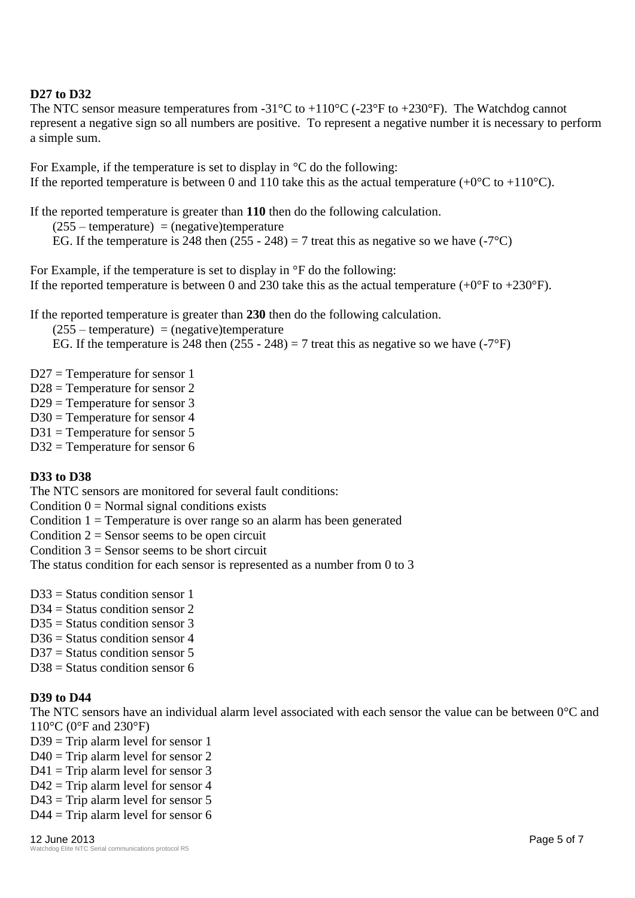**D27 to D32**

The NTC sensor measure temperatures from -31°C to +110°C (-23°F to +230°F). The Watchdog cannot represent a negative sign so all numbers are positive. To represent a negative number it is necessary to perform a simple sum.

For Example, if the temperature is set to display in °C do the following:
If the reported temperature is between 0 and 110 take this as the actual temperature (+0°C to +110°C).

If the reported temperature is greater than **110** then do the following calculation.

(255 – temperature) = (negative)temperature
EG. If the temperature is 248 then (255 - 248) = 7 treat this as negative so we have (-7°C)

For Example, if the temperature is set to display in °F do the following:
If the reported temperature is between 0 and 230 take this as the actual temperature (+0°F to +230°F).

If the reported temperature is greater than **230** then do the following calculation.

(255 – temperature) = (negative)temperature
EG. If the temperature is 248 then (255 - 248) = 7 treat this as negative so we have (-7°F)

D27 = Temperature for sensor 1
D28 = Temperature for sensor 2
D29 = Temperature for sensor 3
D30 = Temperature for sensor 4
D31 = Temperature for sensor 5
D32 = Temperature for sensor 6

**D33 to D38**

The NTC sensors are monitored for several fault conditions:
Condition 0 = Normal signal conditions exists
Condition 1 = Temperature is over range so an alarm has been generated
Condition 2 = Sensor seems to be open circuit
Condition 3 = Sensor seems to be short circuit
The status condition for each sensor is represented as a number from 0 to 3

D33 = Status condition sensor 1
D34 = Status condition sensor 2
D35 = Status condition sensor 3
D36 = Status condition sensor 4
D37 = Status condition sensor 5
D38 = Status condition sensor 6

**D39 to D44**

The NTC sensors have an individual alarm level associated with each sensor the value can be between 0°C and 110°C (0°F and 230°F)
D39 = Trip alarm level for sensor 1
D40 = Trip alarm level for sensor 2
D41 = Trip alarm level for sensor 3
D42 = Trip alarm level for sensor 4
D43 = Trip alarm level for sensor 5
D44 = Trip alarm level for sensor 6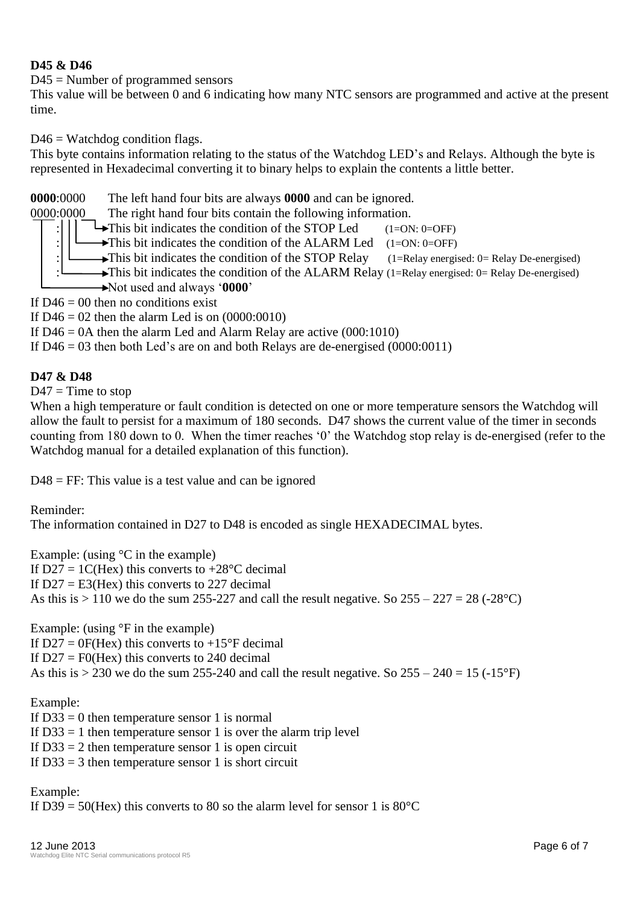**D45 & D46**

D45 = Number of programmed sensors

This value will be between 0 and 6 indicating how many NTC sensors are programmed and active at the present time.

D46 = Watchdog condition flags.

This byte contains information relating to the status of the Watchdog LED's and Relays. Although the byte is represented in Hexadecimal converting it to binary helps to explain the contents a little better.

```
0000:0000   The left hand four bits are always 0000 and can be ignored.
0000:0000   The right hand four bits contain the following information.
   :|||└──► This bit indicates the condition of the STOP Led     (1=ON: 0=OFF)
   :||└───► This bit indicates the condition of the ALARM Led    (1=ON: 0=OFF)
   :|└────► This bit indicates the condition of the STOP Relay   (1=Relay energised: 0= Relay De-energised)
   :└─────► This bit indicates the condition of the ALARM Relay  (1=Relay energised: 0= Relay De-energised)
   └──────► Not used and always '0000'
```

If D46 = 00 then no conditions exist

If D46 = 02 then the alarm Led is on (0000:0010)

If D46 = 0A then the alarm Led and Alarm Relay are active (000:1010)

If D46 = 03 then both Led's are on and both Relays are de-energised (0000:0011)

**D47 & D48**

D47 = Time to stop

When a high temperature or fault condition is detected on one or more temperature sensors the Watchdog will allow the fault to persist for a maximum of 180 seconds. D47 shows the current value of the timer in seconds counting from 180 down to 0. When the timer reaches '0' the Watchdog stop relay is de-energised (refer to the Watchdog manual for a detailed explanation of this function).

D48 = FF: This value is a test value and can be ignored

Reminder:

The information contained in D27 to D48 is encoded as single HEXADECIMAL bytes.

Example: (using °C in the example)

If D27 = 1C(Hex) this converts to +28°C decimal

If D27 = E3(Hex) this converts to 227 decimal

As this is > 110 we do the sum 255-227 and call the result negative. So 255 – 227 = 28 (-28°C)

Example: (using °F in the example)

If D27 = 0F(Hex) this converts to +15°F decimal

If D27 = F0(Hex) this converts to 240 decimal

As this is > 230 we do the sum 255-240 and call the result negative. So 255 – 240 = 15 (-15°F)

Example:

If D33 = 0 then temperature sensor 1 is normal

If D33 = 1 then temperature sensor 1 is over the alarm trip level

If D33 = 2 then temperature sensor 1 is open circuit

If D33 = 3 then temperature sensor 1 is short circuit

Example:

If D39 = 50(Hex) this converts to 80 so the alarm level for sensor 1 is 80°C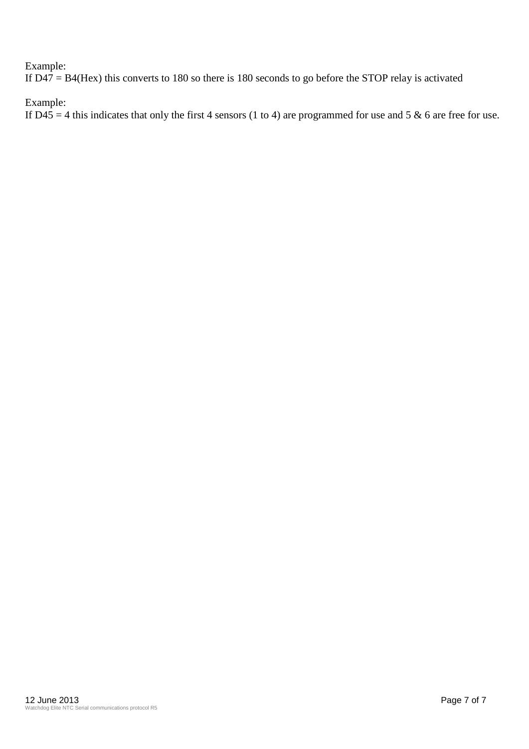Example:
If D47 = B4(Hex) this converts to 180 so there is 180 seconds to go before the STOP relay is activated

Example:
If D45 = 4 this indicates that only the first 4 sensors (1 to 4) are programmed for use and 5 & 6 are free for use.